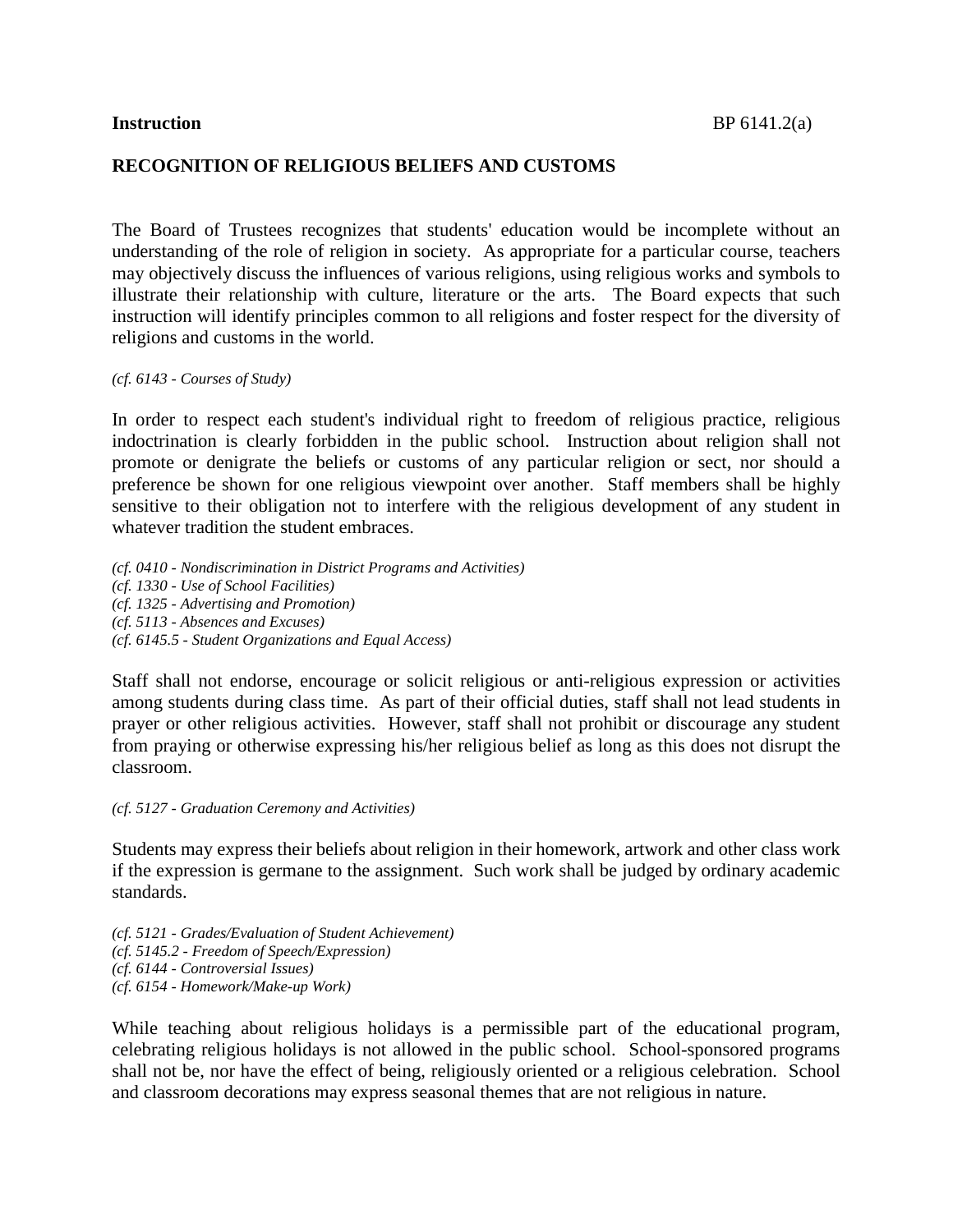**Instruction** BP 6141.2(a)

**RECOGNITION OF RELIGIOUS BELIEFS AND CUSTOMS**

The Board of Trustees recognizes that students' education would be incomplete without an understanding of the role of religion in society. As appropriate for a particular course, teachers may objectively discuss the influences of various religions, using religious works and symbols to illustrate their relationship with culture, literature or the arts. The Board expects that such instruction will identify principles common to all religions and foster respect for the diversity of religions and customs in the world.

*(cf. 6143 - Courses of Study)*

In order to respect each student's individual right to freedom of religious practice, religious indoctrination is clearly forbidden in the public school. Instruction about religion shall not promote or denigrate the beliefs or customs of any particular religion or sect, nor should a preference be shown for one religious viewpoint over another. Staff members shall be highly sensitive to their obligation not to interfere with the religious development of any student in whatever tradition the student embraces.

*(cf. 0410 - Nondiscrimination in District Programs and Activities)*
*(cf. 1330 - Use of School Facilities)*
*(cf. 1325 - Advertising and Promotion)*
*(cf. 5113 - Absences and Excuses)*
*(cf. 6145.5 - Student Organizations and Equal Access)*

Staff shall not endorse, encourage or solicit religious or anti-religious expression or activities among students during class time. As part of their official duties, staff shall not lead students in prayer or other religious activities. However, staff shall not prohibit or discourage any student from praying or otherwise expressing his/her religious belief as long as this does not disrupt the classroom.

*(cf. 5127 - Graduation Ceremony and Activities)*

Students may express their beliefs about religion in their homework, artwork and other class work if the expression is germane to the assignment. Such work shall be judged by ordinary academic standards.

*(cf. 5121 - Grades/Evaluation of Student Achievement)*
*(cf. 5145.2 - Freedom of Speech/Expression)*
*(cf. 6144 - Controversial Issues)*
*(cf. 6154 - Homework/Make-up Work)*

While teaching about religious holidays is a permissible part of the educational program, celebrating religious holidays is not allowed in the public school. School-sponsored programs shall not be, nor have the effect of being, religiously oriented or a religious celebration. School and classroom decorations may express seasonal themes that are not religious in nature.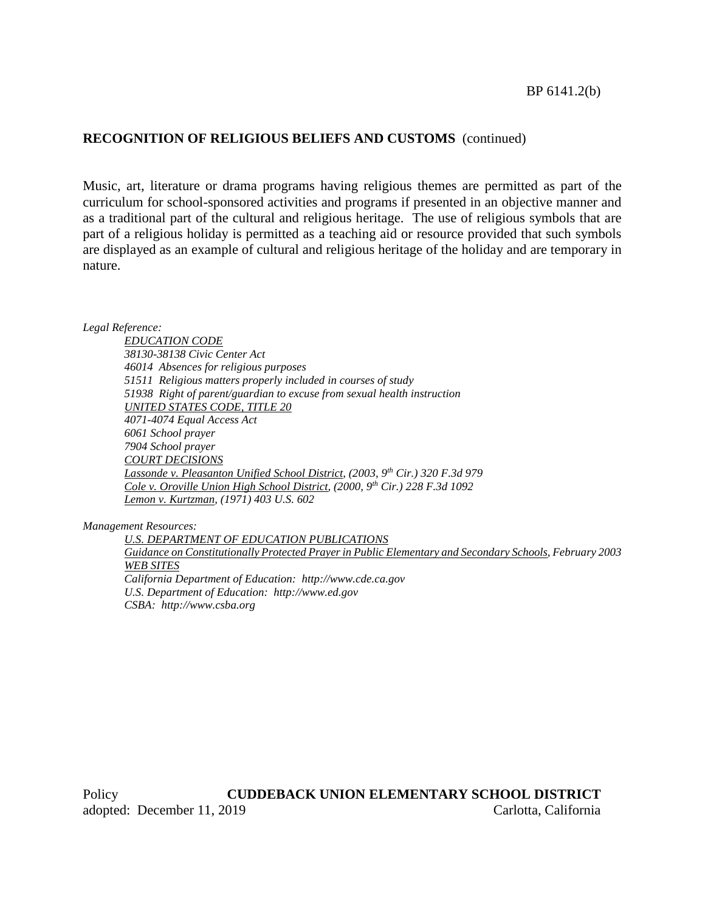**RECOGNITION OF RELIGIOUS BELIEFS AND CUSTOMS** (continued)

Music, art, literature or drama programs having religious themes are permitted as part of the curriculum for school-sponsored activities and programs if presented in an objective manner and as a traditional part of the cultural and religious heritage. The use of religious symbols that are part of a religious holiday is permitted as a teaching aid or resource provided that such symbols are displayed as an example of cultural and religious heritage of the holiday and are temporary in nature.

*Legal Reference:*

*EDUCATION CODE*
*38130-38138 Civic Center Act*
*46014 Absences for religious purposes*
*51511 Religious matters properly included in courses of study*
*51938 Right of parent/guardian to excuse from sexual health instruction*
*UNITED STATES CODE, TITLE 20*
*4071-4074 Equal Access Act*
*6061 School prayer*
*7904 School prayer*
*COURT DECISIONS*
*Lassonde v. Pleasanton Unified School District, (2003, 9th Cir.) 320 F.3d 979*
*Cole v. Oroville Union High School District, (2000, 9th Cir.) 228 F.3d 1092*
*Lemon v. Kurtzman, (1971) 403 U.S. 602*

*Management Resources:*

*U.S. DEPARTMENT OF EDUCATION PUBLICATIONS*
*Guidance on Constitutionally Protected Prayer in Public Elementary and Secondary Schools, February 2003*
*WEB SITES*
*California Department of Education: http://www.cde.ca.gov*
*U.S. Department of Education: http://www.ed.gov*
*CSBA: http://www.csba.org*

Policy **CUDDEBACK UNION ELEMENTARY SCHOOL DISTRICT**
adopted: December 11, 2019 Carlotta, California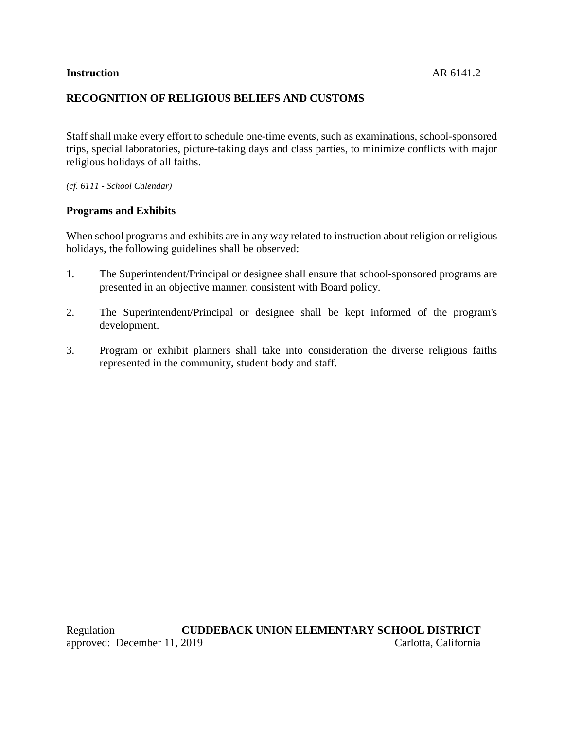**Instruction** AR 6141.2

## RECOGNITION OF RELIGIOUS BELIEFS AND CUSTOMS

Staff shall make every effort to schedule one-time events, such as examinations, school-sponsored trips, special laboratories, picture-taking days and class parties, to minimize conflicts with major religious holidays of all faiths.

*(cf. 6111 - School Calendar)*

### Programs and Exhibits

When school programs and exhibits are in any way related to instruction about religion or religious holidays, the following guidelines shall be observed:

1. The Superintendent/Principal or designee shall ensure that school-sponsored programs are presented in an objective manner, consistent with Board policy.

2. The Superintendent/Principal or designee shall be kept informed of the program's development.

3. Program or exhibit planners shall take into consideration the diverse religious faiths represented in the community, student body and staff.

Regulation **CUDDEBACK UNION ELEMENTARY SCHOOL DISTRICT**
approved: December 11, 2019 Carlotta, California